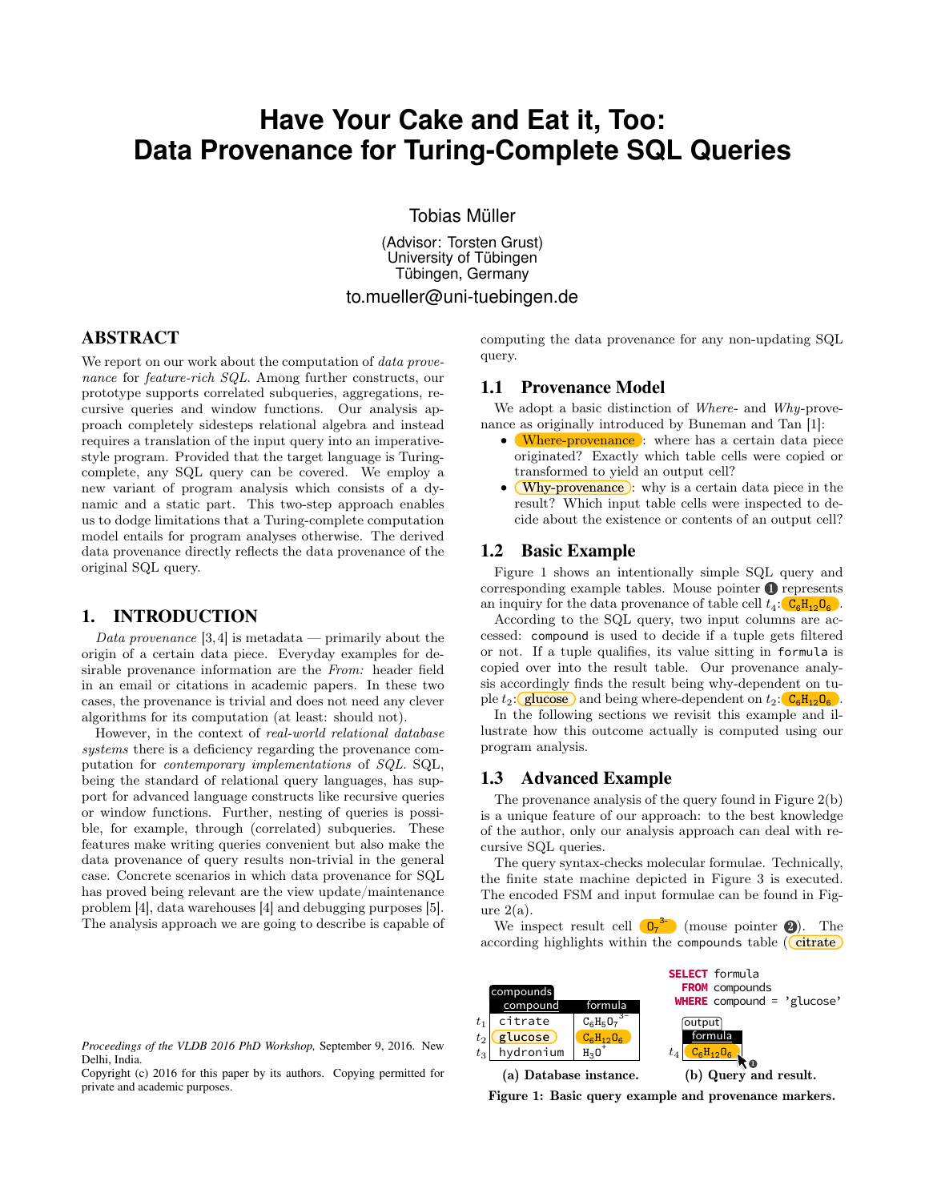# Have Your Cake and Eat it, Too: Data Provenance for Turing-Complete SQL Queries

Tobias Müller

(Advisor: Torsten Grust)
University of Tübingen
Tübingen, Germany

to.mueller@uni-tuebingen.de

## ABSTRACT

We report on our work about the computation of *data provenance* for *feature-rich SQL*. Among further constructs, our prototype supports correlated subqueries, aggregations, recursive queries and window functions. Our analysis approach completely sidesteps relational algebra and instead requires a translation of the input query into an imperative-style program. Provided that the target language is Turing-complete, any SQL query can be covered. We employ a new variant of program analysis which consists of a dynamic and a static part. This two-step approach enables us to dodge limitations that a Turing-complete computation model entails for program analyses otherwise. The derived data provenance directly reflects the data provenance of the original SQL query.

## 1. INTRODUCTION

*Data provenance* [3,4] is metadata — primarily about the origin of a certain data piece. Everyday examples for desirable provenance information are the *From:* header field in an email or citations in academic papers. In these two cases, the provenance is trivial and does not need any clever algorithms for its computation (at least: should not).

However, in the context of *real-world relational database systems* there is a deficiency regarding the provenance computation for *contemporary implementations* of *SQL*. SQL, being the standard of relational query languages, has support for advanced language constructs like recursive queries or window functions. Further, nesting of queries is possible, for example, through (correlated) subqueries. These features make writing queries convenient but also make the data provenance of query results non-trivial in the general case. Concrete scenarios in which data provenance for SQL has proved being relevant are the view update/maintenance problem [4], data warehouses [4] and debugging purposes [5]. The analysis approach we are going to describe is capable of computing the data provenance for any non-updating SQL query.

### 1.1 Provenance Model

We adopt a basic distinction of *Where-* and *Why*-provenance as originally introduced by Buneman and Tan [1]:

- Where-provenance: where has a certain data piece originated? Exactly which table cells were copied or transformed to yield an output cell?
- Why-provenance: why is a certain data piece in the result? Which input table cells were inspected to decide about the existence or contents of an output cell?

### 1.2 Basic Example

Figure 1 shows an intentionally simple SQL query and corresponding example tables. Mouse pointer ❶ represents an inquiry for the data provenance of table cell $t_4$: $C_6H_{12}O_6$.

According to the SQL query, two input columns are accessed: `compound` is used to decide if a tuple gets filtered or not. If a tuple qualifies, its value sitting in `formula` is copied over into the result table. Our provenance analysis accordingly finds the result being why-dependent on tuple $t_2$: glucose and being where-dependent on $t_2$: $C_6H_{12}O_6$.

In the following sections we revisit this example and illustrate how this outcome actually is computed using our program analysis.

### 1.3 Advanced Example

The provenance analysis of the query found in Figure 2(b) is a unique feature of our approach: to the best knowledge of the author, only our analysis approach can deal with recursive SQL queries.

The query syntax-checks molecular formulae. Technically, the finite state machine depicted in Figure 3 is executed. The encoded FSM and input formulae can be found in Figure 2(a).

We inspect result cell $O_7^{3-}$ (mouse pointer ❷). The according highlights within the `compounds` table (citrate

compounds

| | compound | formula |
|---|---|---|
| $t_1$ | citrate | $C_6H_5O_7^{3-}$ |
| $t_2$ | glucose | $C_6H_{12}O_6$ |
| $t_3$ | hydronium | $H_3O^+$ |

**(a) Database instance.**

```
SELECT formula
  FROM compounds
 WHERE compound = 'glucose'
```

output

| | formula |
|---|---|
| $t_4$ | $C_6H_{12}O_6$ |

**(b) Query and result.**

**Figure 1: Basic query example and provenance markers.**

*Proceedings of the VLDB 2016 PhD Workshop,* September 9, 2016. New Delhi, India.
Copyright (c) 2016 for this paper by its authors. Copying permitted for private and academic purposes.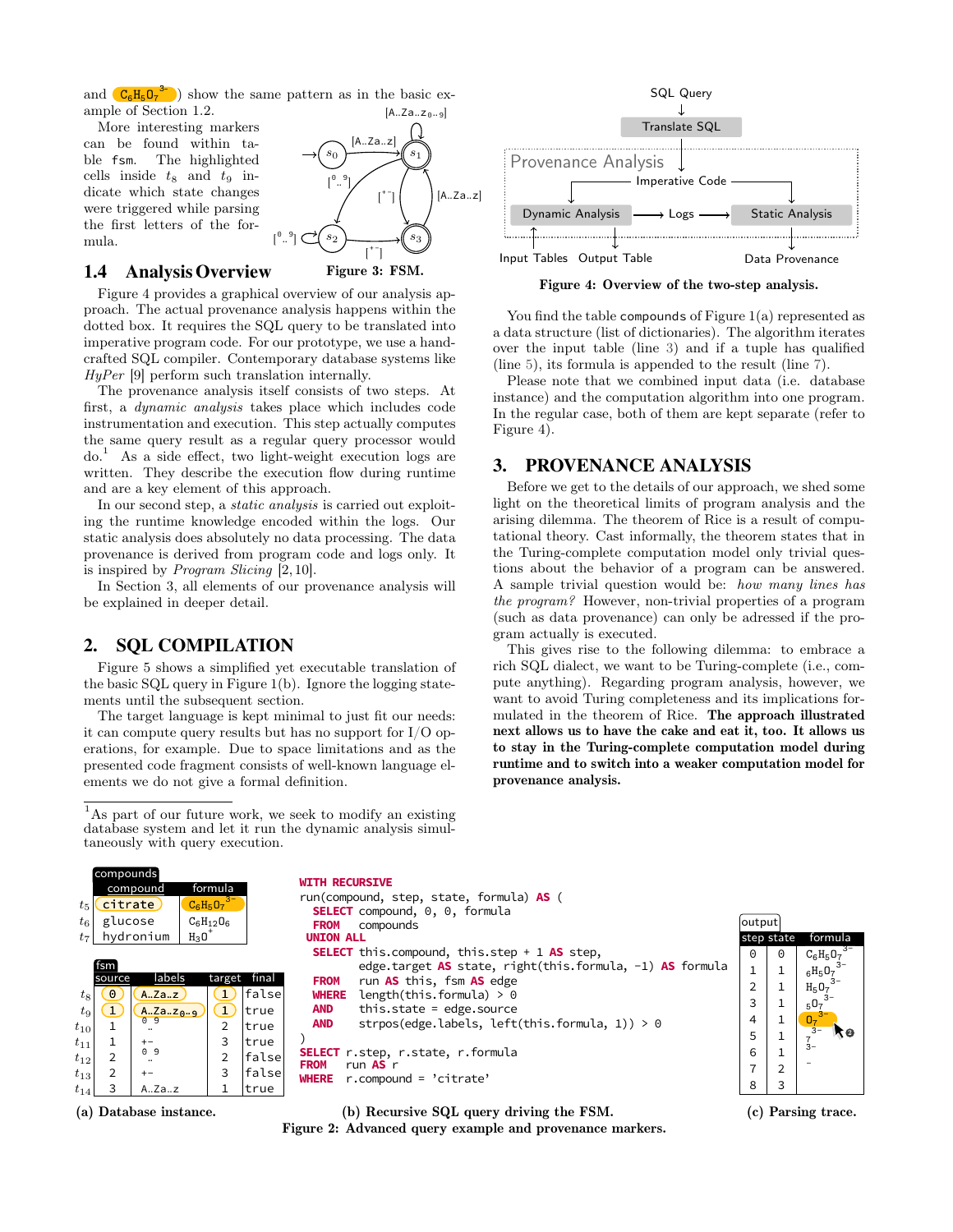and $C_6H_5O_7^{3-}$) show the same pattern as in the basic example of Section 1.2.

More interesting markers can be found within table fsm. The highlighted cells inside $t_8$ and $t_9$ indicate which state changes were triggered while parsing the first letters of the formula.

Figure 3: FSM.

## 1.4 Analysis Overview

Figure 4 provides a graphical overview of our analysis approach. The actual provenance analysis happens within the dotted box. It requires the SQL query to be translated into imperative program code. For our prototype, we use a handcrafted SQL compiler. Contemporary database systems like *HyPer* [9] perform such translation internally.

The provenance analysis itself consists of two steps. At first, a *dynamic analysis* takes place which includes code instrumentation and execution. This step actually computes the same query result as a regular query processor would do.[1] As a side effect, two light-weight execution logs are written. They describe the execution flow during runtime and are a key element of this approach.

In our second step, a *static analysis* is carried out exploiting the runtime knowledge encoded within the logs. Our static analysis does absolutely no data processing. The data provenance is derived from program code and logs only. It is inspired by *Program Slicing* [2, 10].

In Section 3, all elements of our provenance analysis will be explained in deeper detail.

# 2. SQL COMPILATION

Figure 5 shows a simplified yet executable translation of the basic SQL query in Figure 1(b). Ignore the logging statements until the subsequent section.

The target language is kept minimal to just fit our needs: it can compute query results but has no support for I/O operations, for example. Due to space limitations and as the presented code fragment consists of well-known language elements we do not give a formal definition.

[1] As part of our future work, we seek to modify an existing database system and let it run the dynamic analysis simultaneously with query execution.

Figure 4: Overview of the two-step analysis.

You find the table compounds of Figure 1(a) represented as a data structure (list of dictionaries). The algorithm iterates over the input table (line 3) and if a tuple has qualified (line 5), its formula is appended to the result (line 7).

Please note that we combined input data (i.e. database instance) and the computation algorithm into one program. In the regular case, both of them are kept separate (refer to Figure 4).

# 3. PROVENANCE ANALYSIS

Before we get to the details of our approach, we shed some light on the theoretical limits of program analysis and the arising dilemma. The theorem of Rice is a result of computational theory. Cast informally, the theorem states that in the Turing-complete computation model only trivial questions about the behavior of a program can be answered. A sample trivial question would be: *how many lines has the program?* However, non-trivial properties of a program (such as data provenance) can only be adressed if the program actually is executed.

This gives rise to the following dilemma: to embrace a rich SQL dialect, we want to be Turing-complete (i.e., compute anything). Regarding program analysis, however, we want to avoid Turing completeness and its implications formulated in the theorem of Rice. **The approach illustrated next allows us to have the cake and eat it, too. It allows us to stay in the Turing-complete computation model during runtime and to switch into a weaker computation model for provenance analysis.**

**compounds**

| | compound | formula |
|---|---|---|
| $t_5$ | citrate | $C_6H_5O_7^{3-}$ |
| $t_6$ | glucose | $C_6H_{12}O_6$ |
| $t_7$ | hydronium | $H_3O^+$ |

**fsm**

| | source | labels | target | final |
|---|---|---|---|---|
| $t_8$ | 0 | A..Za..z | 1 | false |
| $t_9$ | 1 | A..Za..z0..9 | 1 | true |
| $t_{10}$ | 1 | 0..9 | 2 | true |
| $t_{11}$ | 1 | +- | 3 | true |
| $t_{12}$ | 2 | 0..9 | 2 | false |
| $t_{13}$ | 2 | +- | 3 | false |
| $t_{14}$ | 3 | A..Za..z | 1 | true |

(a) Database instance.

```
WITH RECURSIVE
run(compound, step, state, formula) AS (
  SELECT compound, 0, 0, formula
  FROM   compounds
 UNION ALL
  SELECT this.compound, this.step + 1 AS step,
         edge.target AS state, right(this.formula, -1) AS formula
  FROM   run AS this, fsm AS edge
  WHERE  length(this.formula) > 0
  AND    this.state = edge.source
  AND    strpos(edge.labels, left(this.formula, 1)) > 0
)
SELECT r.step, r.state, r.formula
FROM   run AS r
WHERE  r.compound = 'citrate'
```

(b) Recursive SQL query driving the FSM.

**output**

| step | state | formula |
|---|---|---|
| 0 | 0 | $C_6H_5O_7^{3-}$ |
| 1 | 1 | $_6H_5O_7^{3-}$ |
| 2 | 1 | $H_5O_7^{3-}$ |
| 3 | 1 | $_5O_7^{3-}$ |
| 4 | 1 | $O_7^{3-}$ |
| 5 | 1 | $_7^{3-}$ |
| 6 | 1 | $^{3-}$ |
| 7 | 2 | $^{-}$ |
| 8 | 3 | |

(c) Parsing trace.

Figure 2: Advanced query example and provenance markers.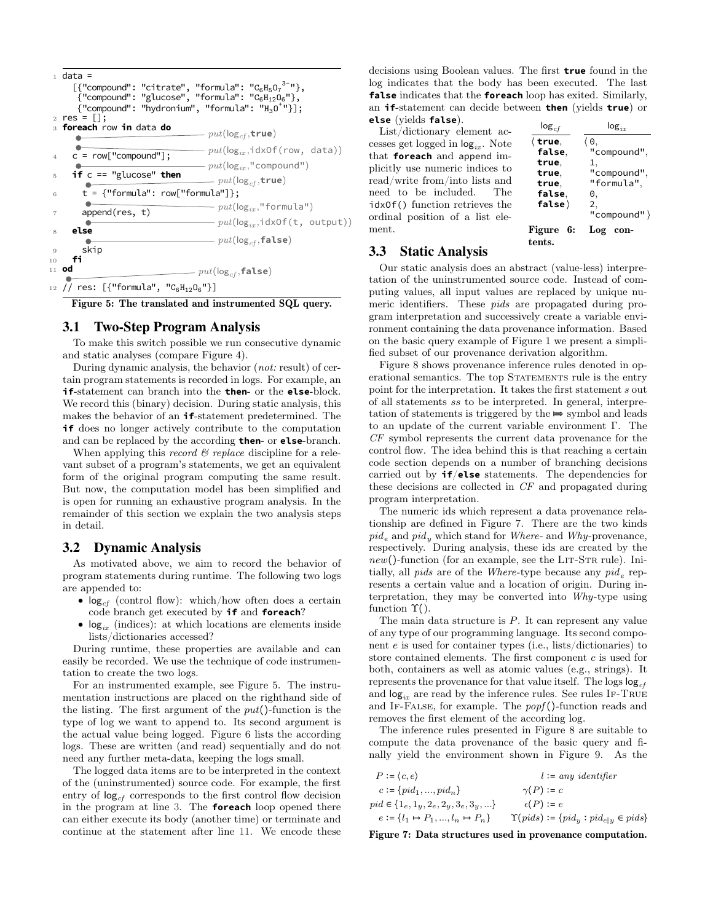```
1  data =
     [{"compound": "citrate", "formula": "C6H5O7^3-"},
      {"compound": "glucose", "formula": "C6H12O6"},
      {"compound": "hydronium", "formula": "H3O+"}];
2  res = [];
3  foreach row in data do                          put(log_cf, true)
                                                   put(log_ix, idxOf(row, data))
4    c = row["compound"];                          put(log_ix, "compound")
5    if c == "glucose" then                        put(log_cf, true)
6      t = {"formula": row["formula"]};            put(log_ix, "formula")
7      append(res, t)                              put(log_ix, idxOf(t, output))
8    else                                          put(log_cf, false)
9      skip
10   fi
11 od                                              put(log_cf, false)
12 // res: [{"formula", "C6H12O6"}]
```

**Figure 5: The translated and instrumented SQL query.**

### 3.1 Two-Step Program Analysis

To make this switch possible we run consecutive dynamic and static analyses (compare Figure 4).

During dynamic analysis, the behavior (*not:* result) of certain program statements is recorded in logs. For example, an **if**-statement can branch into the **then**- or the **else**-block. We record this (binary) decision. During static analysis, this makes the behavior of an **if**-statement predetermined. The **if** does no longer actively contribute to the computation and can be replaced by the according **then**- or **else**-branch.

When applying this *record & replace* discipline for a relevant subset of a program's statements, we get an equivalent form of the original program computing the same result. But now, the computation model has been simplified and is open for running an exhaustive program analysis. In the remainder of this section we explain the two analysis steps in detail.

### 3.2 Dynamic Analysis

As motivated above, we aim to record the behavior of program statements during runtime. The following two logs are appended to:

- $\text{log}_{cf}$ (control flow): which/how often does a certain code branch get executed by **if** and **foreach**?
- $\text{log}_{ix}$ (indices): at which locations are elements inside lists/dictionaries accessed?

During runtime, these properties are available and can easily be recorded. We use the technique of code instrumentation to create the two logs.

For an instrumented example, see Figure 5. The instrumentation instructions are placed on the righthand side of the listing. The first argument of the $put()$-function is the type of log we want to append to. Its second argument is the actual value being logged. Figure 6 lists the according logs. These are written (and read) sequentially and do not need any further meta-data, keeping the logs small.

The logged data items are to be interpreted in the context of the (uninstrumented) source code. For example, the first entry of $\text{log}_{cf}$ corresponds to the first control flow decision in the program at line 3. The **foreach** loop opened there can either execute its body (another time) or terminate and continue at the statement after line 11. We encode these decisions using Boolean values. The first **true** found in the log indicates that the body has been executed. The last **false** indicates that the **foreach** loop has exited. Similarly, an **if**-statement can decide between **then** (yields **true**) or **else** (yields **false**).

List/dictionary element accesses get logged in $\text{log}_{ix}$. Note that **foreach** and append implicitly use numeric indices to read/write from/into lists and need to be included. The idxOf() function retrieves the ordinal position of a list element.

| $\text{log}_{cf}$ | $\text{log}_{ix}$ |
|---|---|
| ⟨ **true**, **false**, **true**, **true**, **true**, **false**, **false** ⟩ | ⟨ 0, "compound", 1, "compound", "formula", 0, 2, "compound" ⟩ |

**Figure 6: Log contents.**

### 3.3 Static Analysis

Our static analysis does an abstract (value-less) interpretation of the uninstrumented source code. Instead of computing values, all input values are replaced by unique numeric identifiers. These *pids* are propagated during program interpretation and successively create a variable environment containing the data provenance information. Based on the basic query example of Figure 1 we present a simplified subset of our provenance derivation algorithm.

Figure 8 shows provenance inference rules denoted in operational semantics. The top Statements rule is the entry point for the interpretation. It takes the first statement $s$ out of all statements $ss$ to be interpreted. In general, interpretation of statements is triggered by the $\Rrightarrow$ symbol and leads to an update of the current variable environment $\Gamma$. The $CF$ symbol represents the current data provenance for the control flow. The idea behind this is that reaching a certain code section depends on a number of branching decisions carried out by **if**/**else** statements. The dependencies for these decisions are collected in $CF$ and propagated during program interpretation.

The numeric ids which represent a data provenance relationship are defined in Figure 7. There are the two kinds $pid_e$ and $pid_y$ which stand for *Where*- and *Why*-provenance, respectively. During analysis, these ids are created by the $new()$-function (for an example, see the Lit-Str rule). Initially, all *pids* are of the *Where*-type because any $pid_e$ represents a certain value and a location of origin. During interpretation, they may be converted into *Why*-type using function $\Upsilon()$.

The main data structure is $P$. It can represent any value of any type of our programming language. Its second component $e$ is used for container types (i.e., lists/dictionaries) to store contained elements. The first component $c$ is used for both, containers as well as atomic values (e.g., strings). It represents the provenance for that value itself. The logs $\text{log}_{cf}$ and $\text{log}_{ix}$ are read by the inference rules. See rules If-True and If-False, for example. The $popf()$-function reads and removes the first element of the according log.

The inference rules presented in Figure 8 are suitable to compute the data provenance of the basic query and finally yield the environment shown in Figure 9. As the

$$P := \langle c, e\rangle \qquad l := \textit{any identifier}$$
$$c := \{pid_1, ..., pid_n\} \qquad \gamma(P) := c$$
$$pid \in \{1_e, 1_y, 2_e, 2_y, 3_e, 3_y, ...\} \qquad \epsilon(P) := e$$
$$e := \{l_1 \mapsto P_1, ..., l_n \mapsto P_n\} \qquad \Upsilon(pids) := \{pid_y : pid_{e|y} \in pids\}$$

**Figure 7: Data structures used in provenance computation.**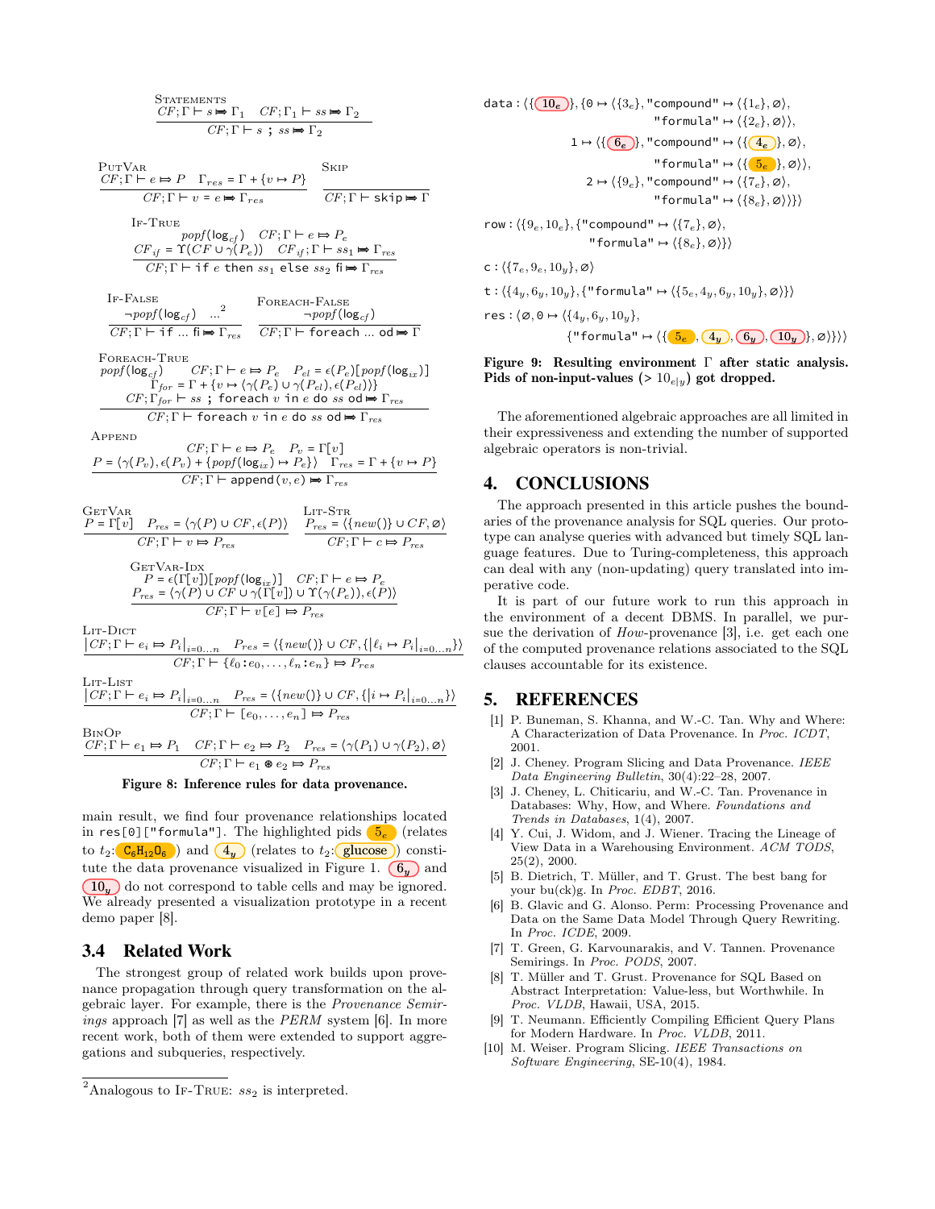Statements

$$\frac{CF;\Gamma \vdash s \Rrightarrow \Gamma_1 \quad CF;\Gamma_1 \vdash ss \Rrightarrow \Gamma_2}{CF;\Gamma \vdash s \texttt{ ; } ss \Rrightarrow \Gamma_2}$$

PutVar

$$\frac{CF;\Gamma \vdash e \Rrightarrow P \quad \Gamma_{res} = \Gamma + \{v \mapsto P\}}{CF;\Gamma \vdash v \texttt{ = } e \Rrightarrow \Gamma_{res}}$$

Skip

$$\frac{}{CF;\Gamma \vdash \texttt{skip} \Rrightarrow \Gamma}$$

If-True

$$\frac{popf(\mathsf{log}_{cf}) \quad CF;\Gamma \vdash e \Rrightarrow P_e \quad CF_{if} = \Upsilon(CF \cup \gamma(P_e)) \quad CF_{if};\Gamma \vdash ss_1 \Rrightarrow \Gamma_{res}}{CF;\Gamma \vdash \texttt{if } e \texttt{ then } ss_1 \texttt{ else } ss_2 \texttt{ fi} \Rrightarrow \Gamma_{res}}$$

If-False

$$\frac{\neg popf(\mathsf{log}_{cf}) \quad \ldots^2}{CF;\Gamma \vdash \texttt{if} \ldots \texttt{fi} \Rrightarrow \Gamma_{res}}$$

Foreach-False

$$\frac{\neg popf(\mathsf{log}_{cf})}{CF;\Gamma \vdash \texttt{foreach} \ldots \texttt{od} \Rrightarrow \Gamma}$$

Foreach-True

$$\frac{\begin{array}{c} popf(\mathsf{log}_{cf}) \quad CF;\Gamma \vdash e \Rrightarrow P_e \quad P_{el} = \epsilon(P_e)[popf(\mathsf{log}_{ix})] \\ \Gamma_{for} = \Gamma + \{v \mapsto \langle \gamma(P_e) \cup \gamma(P_{el}), \epsilon(P_{el})\rangle\} \\ CF;\Gamma_{for} \vdash ss \texttt{ ; foreach } v \texttt{ in } e \texttt{ do } ss \texttt{ od} \Rrightarrow \Gamma_{res} \end{array}}{CF;\Gamma \vdash \texttt{foreach } v \texttt{ in } e \texttt{ do } ss \texttt{ od} \Rrightarrow \Gamma_{res}}$$

Append

$$\frac{\begin{array}{c} CF;\Gamma \vdash e \Rrightarrow P_e \quad P_v = \Gamma[v] \\ P = \langle \gamma(P_v), \epsilon(P_v) + \{popf(\mathsf{log}_{ix}) \mapsto P_e\}\rangle \quad \Gamma_{res} = \Gamma + \{v \mapsto P\} \end{array}}{CF;\Gamma \vdash \texttt{append}(v, e) \Rrightarrow \Gamma_{res}}$$

GetVar

$$\frac{P = \Gamma[v] \quad P_{res} = \langle \gamma(P) \cup CF, \epsilon(P)\rangle}{CF;\Gamma \vdash v \Rrightarrow P_{res}}$$

Lit-Str

$$\frac{P_{res} = \langle \{new()\} \cup CF, \varnothing\rangle}{CF;\Gamma \vdash c \Rrightarrow P_{res}}$$

GetVar-Idx

$$\frac{\begin{array}{c} P = \epsilon(\Gamma[v])[popf(\mathsf{log}_{ix})] \quad CF;\Gamma \vdash e \Rrightarrow P_e \\ P_{res} = \langle \gamma(P) \cup CF \cup \gamma(\Gamma[v]) \cup \Upsilon(\gamma(P_e)), \epsilon(P)\rangle \end{array}}{CF;\Gamma \vdash v[e] \Rrightarrow P_{res}}$$

Lit-Dict

$$\frac{\left| CF;\Gamma \vdash e_i \Rrightarrow P_i \right|_{i=0\ldots n} \quad P_{res} = \langle \{new()\} \cup CF, \{\left| \ell_i \mapsto P_i \right|_{i=0\ldots n}\}\rangle}{CF;\Gamma \vdash \{\ell_0 \texttt{:} e_0, \ldots, \ell_n \texttt{:} e_n\} \Rrightarrow P_{res}}$$

Lit-List

$$\frac{\left| CF;\Gamma \vdash e_i \Rrightarrow P_i \right|_{i=0\ldots n} \quad P_{res} = \langle \{new()\} \cup CF, \{\left| i \mapsto P_i \right|_{i=0\ldots n}\}\rangle}{CF;\Gamma \vdash [e_0, \ldots, e_n] \Rrightarrow P_{res}}$$

BinOp

$$\frac{CF;\Gamma \vdash e_1 \Rrightarrow P_1 \quad CF;\Gamma \vdash e_2 \Rrightarrow P_2 \quad P_{res} = \langle \gamma(P_1) \cup \gamma(P_2), \varnothing\rangle}{CF;\Gamma \vdash e_1 \circledast e_2 \Rrightarrow P_{res}}$$

**Figure 8: Inference rules for data provenance.**

main result, we find four provenance relationships located in `res[0]["formula"]`. The highlighted pids $5_e$ (relates to $t_2$: $C_6H_{12}O_6$) and $4_y$ (relates to $t_2$: glucose) constitute the data provenance visualized in Figure 1. $6_y$ and $10_y$ do not correspond to table cells and may be ignored. We already presented a visualization prototype in a recent demo paper [8].

### 3.4 Related Work

The strongest group of related work builds upon provenance propagation through query transformation on the algebraic layer. For example, there is the *Provenance Semirings* approach [7] as well as the *PERM* system [6]. In more recent work, both of them were extended to support aggregations and subqueries, respectively.

[2]Analogous to If-True: $ss_2$ is interpreted.

data : $\langle\{10_e\}, \{0 \mapsto \langle\{3_e\}, \texttt{"compound"} \mapsto \langle\{1_e\}, \varnothing\rangle, \texttt{"formula"} \mapsto \langle\{2_e\}, \varnothing\rangle\rangle,$
$1 \mapsto \langle\{6_e\}, \texttt{"compound"} \mapsto \langle\{4_e\}, \varnothing\rangle, \texttt{"formula"} \mapsto \langle\{5_e\}, \varnothing\rangle\rangle,$
$2 \mapsto \langle\{9_e\}, \texttt{"compound"} \mapsto \langle\{7_e\}, \varnothing\rangle, \texttt{"formula"} \mapsto \langle\{8_e\}, \varnothing\rangle\rangle\}\rangle$

row : $\langle\{9_e, 10_e\}, \{\texttt{"compound"} \mapsto \langle\{7_e\}, \varnothing\rangle, \texttt{"formula"} \mapsto \langle\{8_e\}, \varnothing\rangle\}\rangle$

c : $\langle\{7_e, 9_e, 10_y\}, \varnothing\rangle$

t : $\langle\{4_y, 6_y, 10_y\}, \{\texttt{"formula"} \mapsto \langle\{5_e, 4_y, 6_y, 10_y\}, \varnothing\rangle\}\rangle$

res : $\langle\varnothing, 0 \mapsto \langle\{4_y, 6_y, 10_y\}, \{\texttt{"formula"} \mapsto \langle\{5_e, 4_y, 6_y, 10_y\}, \varnothing\rangle\}\rangle\rangle$

**Figure 9: Resulting environment Γ after static analysis. Pids of non-input-values (> $10_{e|y}$) got dropped.**

The aforementioned algebraic approaches are all limited in their expressiveness and extending the number of supported algebraic operators is non-trivial.

## 4. CONCLUSIONS

The approach presented in this article pushes the boundaries of the provenance analysis for SQL queries. Our prototype can analyse queries with advanced but timely SQL language features. Due to Turing-completeness, this approach can deal with any (non-updating) query translated into imperative code.

It is part of our future work to run this approach in the environment of a decent DBMS. In parallel, we pursue the derivation of *How*-provenance [3], i.e. get each one of the computed provenance relations associated to the SQL clauses accountable for its existence.

## 5. REFERENCES

[1] P. Buneman, S. Khanna, and W.-C. Tan. Why and Where: A Characterization of Data Provenance. In *Proc. ICDT*, 2001.

[2] J. Cheney. Program Slicing and Data Provenance. *IEEE Data Engineering Bulletin*, 30(4):22–28, 2007.

[3] J. Cheney, L. Chiticariu, and W.-C. Tan. Provenance in Databases: Why, How, and Where. *Foundations and Trends in Databases*, 1(4), 2007.

[4] Y. Cui, J. Widom, and J. Wiener. Tracing the Lineage of View Data in a Warehousing Environment. *ACM TODS*, 25(2), 2000.

[5] B. Dietrich, T. Müller, and T. Grust. The best bang for your bu(ck)g. In *Proc. EDBT*, 2016.

[6] B. Glavic and G. Alonso. Perm: Processing Provenance and Data on the Same Data Model Through Query Rewriting. In *Proc. ICDE*, 2009.

[7] T. Green, G. Karvounarakis, and V. Tannen. Provenance Semirings. In *Proc. PODS*, 2007.

[8] T. Müller and T. Grust. Provenance for SQL Based on Abstract Interpretation: Value-less, but Worthwhile. In *Proc. VLDB*, Hawaii, USA, 2015.

[9] T. Neumann. Efficiently Compiling Efficient Query Plans for Modern Hardware. In *Proc. VLDB*, 2011.

[10] M. Weiser. Program Slicing. *IEEE Transactions on Software Engineering*, SE-10(4), 1984.